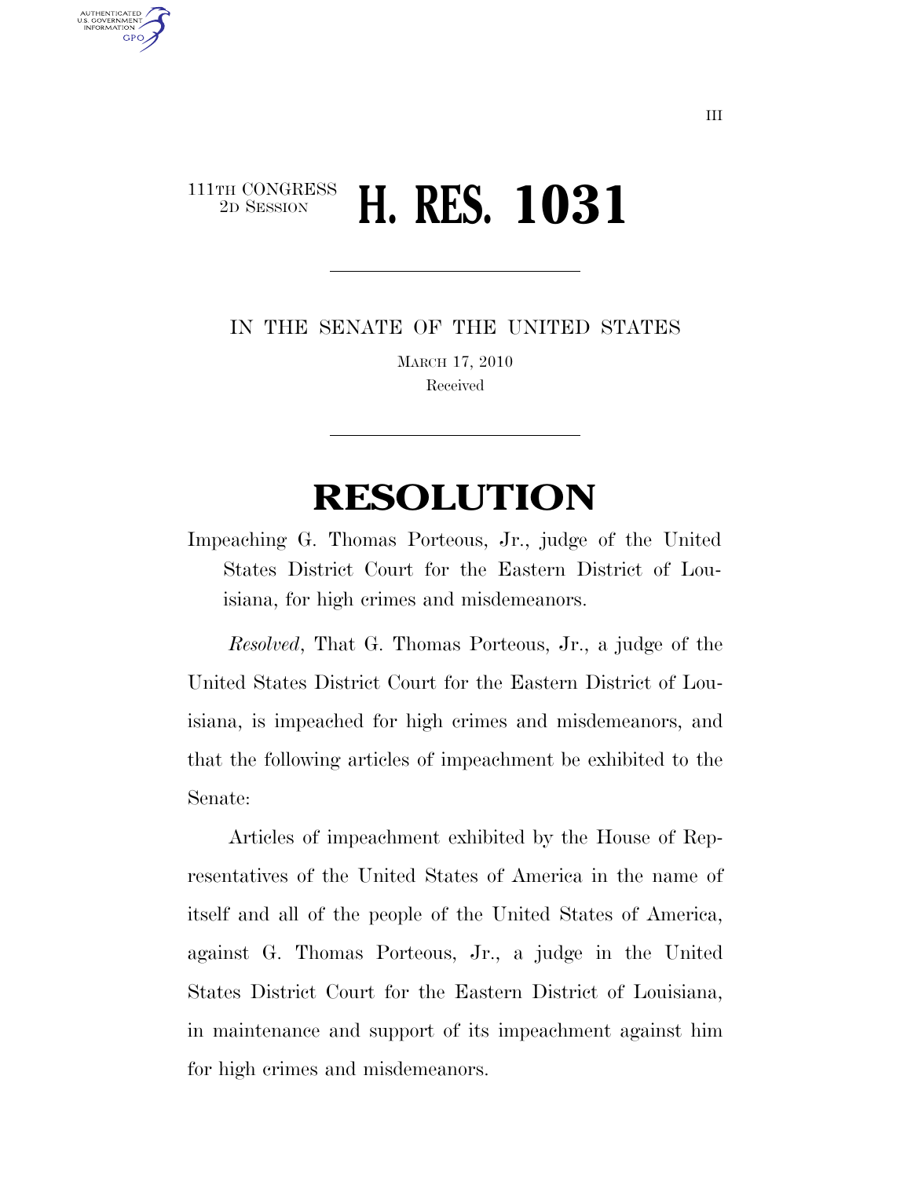111TH CONGRESS
2D SESSION

# H. RES. 1031

IN THE SENATE OF THE UNITED STATES

MARCH 17, 2010

Received

# RESOLUTION

Impeaching G. Thomas Porteous, Jr., judge of the United States District Court for the Eastern District of Louisiana, for high crimes and misdemeanors.

*Resolved*, That G. Thomas Porteous, Jr., a judge of the United States District Court for the Eastern District of Louisiana, is impeached for high crimes and misdemeanors, and that the following articles of impeachment be exhibited to the Senate:

Articles of impeachment exhibited by the House of Representatives of the United States of America in the name of itself and all of the people of the United States of America, against G. Thomas Porteous, Jr., a judge in the United States District Court for the Eastern District of Louisiana, in maintenance and support of its impeachment against him for high crimes and misdemeanors.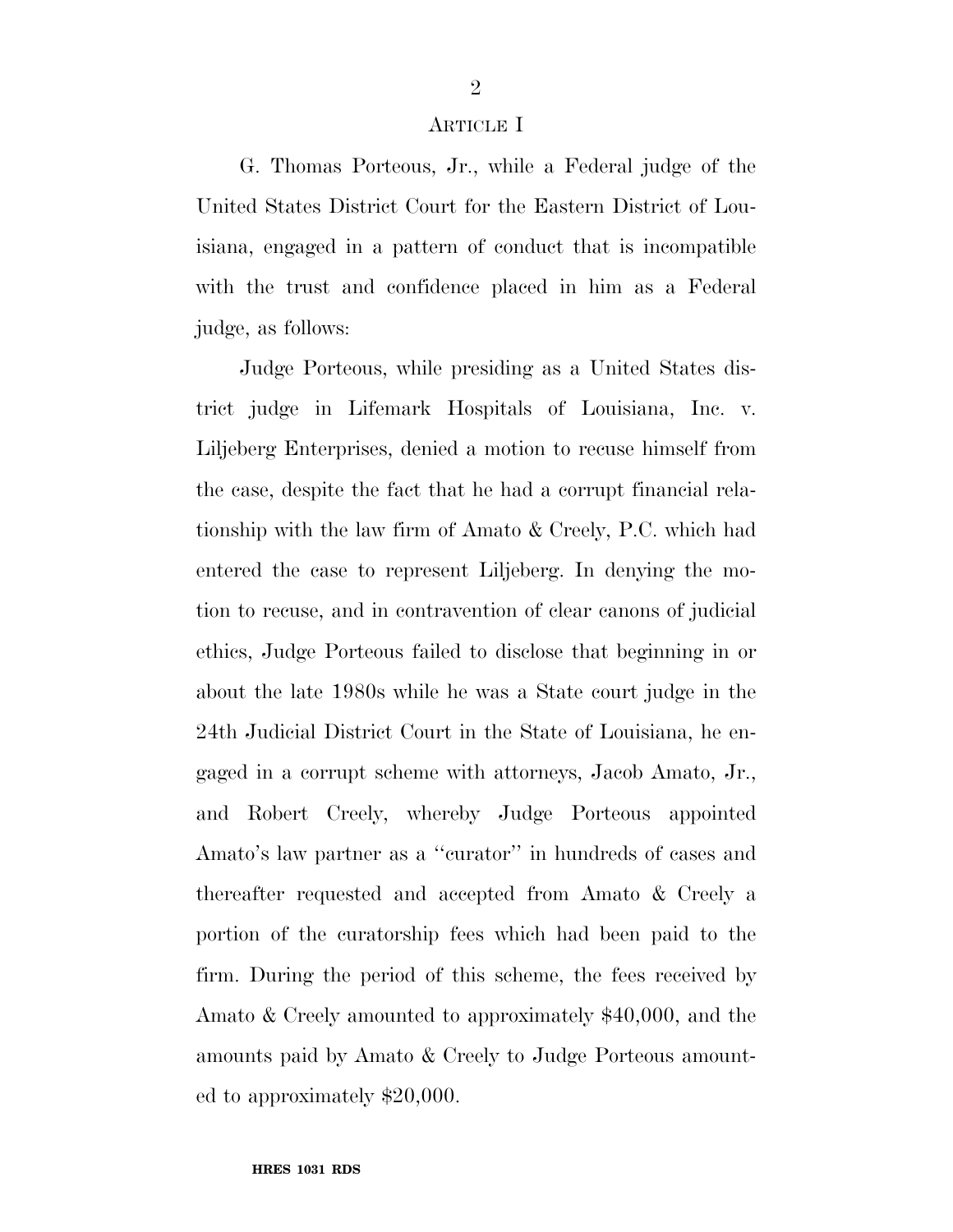## Article I

G. Thomas Porteous, Jr., while a Federal judge of the United States District Court for the Eastern District of Louisiana, engaged in a pattern of conduct that is incompatible with the trust and confidence placed in him as a Federal judge, as follows:

Judge Porteous, while presiding as a United States district judge in Lifemark Hospitals of Louisiana, Inc. v. Liljeberg Enterprises, denied a motion to recuse himself from the case, despite the fact that he had a corrupt financial relationship with the law firm of Amato & Creely, P.C. which had entered the case to represent Liljeberg. In denying the motion to recuse, and in contravention of clear canons of judicial ethics, Judge Porteous failed to disclose that beginning in or about the late 1980s while he was a State court judge in the 24th Judicial District Court in the State of Louisiana, he engaged in a corrupt scheme with attorneys, Jacob Amato, Jr., and Robert Creely, whereby Judge Porteous appointed Amato's law partner as a "curator" in hundreds of cases and thereafter requested and accepted from Amato & Creely a portion of the curatorship fees which had been paid to the firm. During the period of this scheme, the fees received by Amato & Creely amounted to approximately $40,000, and the amounts paid by Amato & Creely to Judge Porteous amounted to approximately $20,000.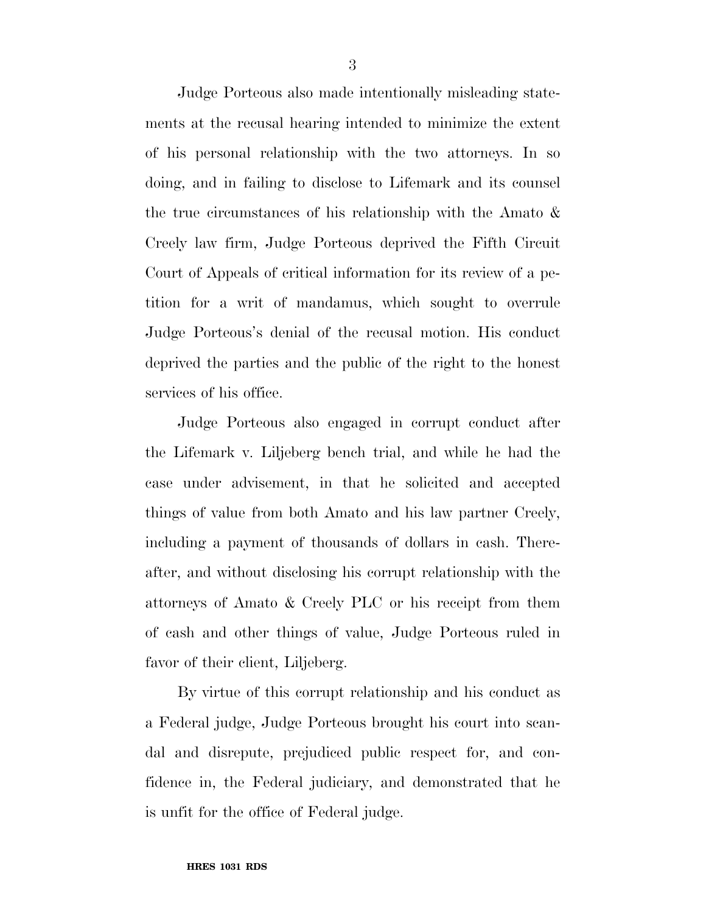Judge Porteous also made intentionally misleading statements at the recusal hearing intended to minimize the extent of his personal relationship with the two attorneys. In so doing, and in failing to disclose to Lifemark and its counsel the true circumstances of his relationship with the Amato & Creely law firm, Judge Porteous deprived the Fifth Circuit Court of Appeals of critical information for its review of a petition for a writ of mandamus, which sought to overrule Judge Porteous's denial of the recusal motion. His conduct deprived the parties and the public of the right to the honest services of his office.

Judge Porteous also engaged in corrupt conduct after the Lifemark v. Liljeberg bench trial, and while he had the case under advisement, in that he solicited and accepted things of value from both Amato and his law partner Creely, including a payment of thousands of dollars in cash. Thereafter, and without disclosing his corrupt relationship with the attorneys of Amato & Creely PLC or his receipt from them of cash and other things of value, Judge Porteous ruled in favor of their client, Liljeberg.

By virtue of this corrupt relationship and his conduct as a Federal judge, Judge Porteous brought his court into scandal and disrepute, prejudiced public respect for, and confidence in, the Federal judiciary, and demonstrated that he is unfit for the office of Federal judge.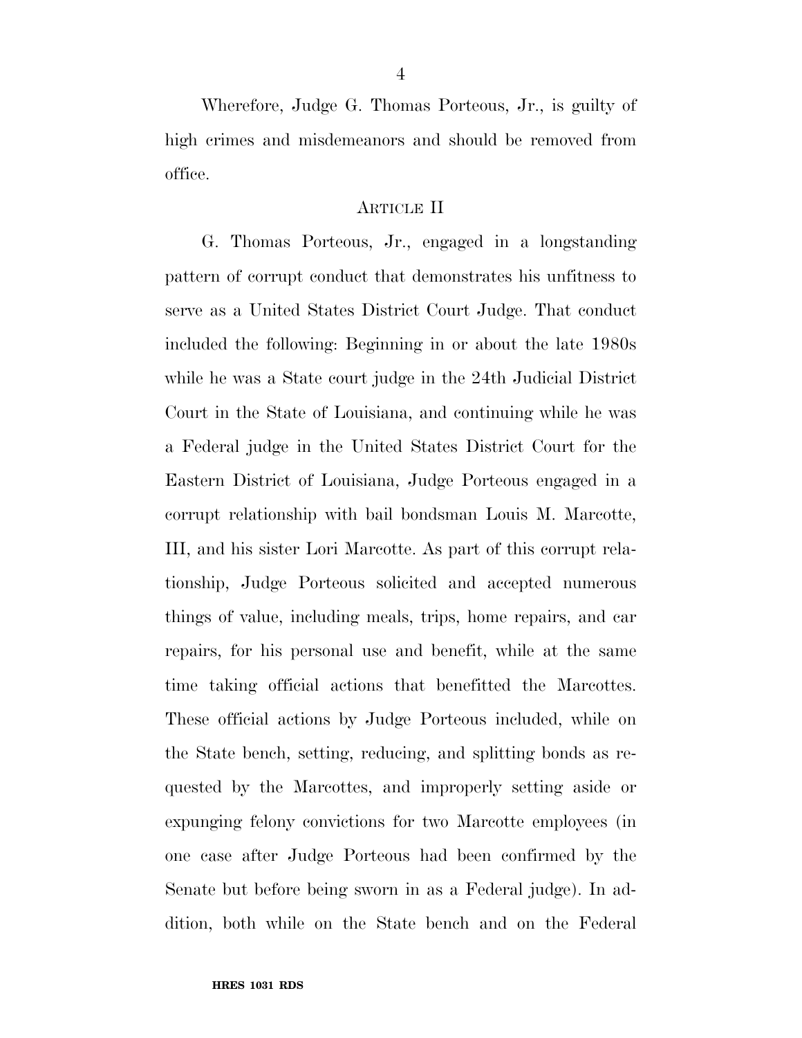Wherefore, Judge G. Thomas Porteous, Jr., is guilty of high crimes and misdemeanors and should be removed from office.

## ARTICLE II

G. Thomas Porteous, Jr., engaged in a longstanding pattern of corrupt conduct that demonstrates his unfitness to serve as a United States District Court Judge. That conduct included the following: Beginning in or about the late 1980s while he was a State court judge in the 24th Judicial District Court in the State of Louisiana, and continuing while he was a Federal judge in the United States District Court for the Eastern District of Louisiana, Judge Porteous engaged in a corrupt relationship with bail bondsman Louis M. Marcotte, III, and his sister Lori Marcotte. As part of this corrupt relationship, Judge Porteous solicited and accepted numerous things of value, including meals, trips, home repairs, and car repairs, for his personal use and benefit, while at the same time taking official actions that benefitted the Marcottes. These official actions by Judge Porteous included, while on the State bench, setting, reducing, and splitting bonds as requested by the Marcottes, and improperly setting aside or expunging felony convictions for two Marcotte employees (in one case after Judge Porteous had been confirmed by the Senate but before being sworn in as a Federal judge). In addition, both while on the State bench and on the Federal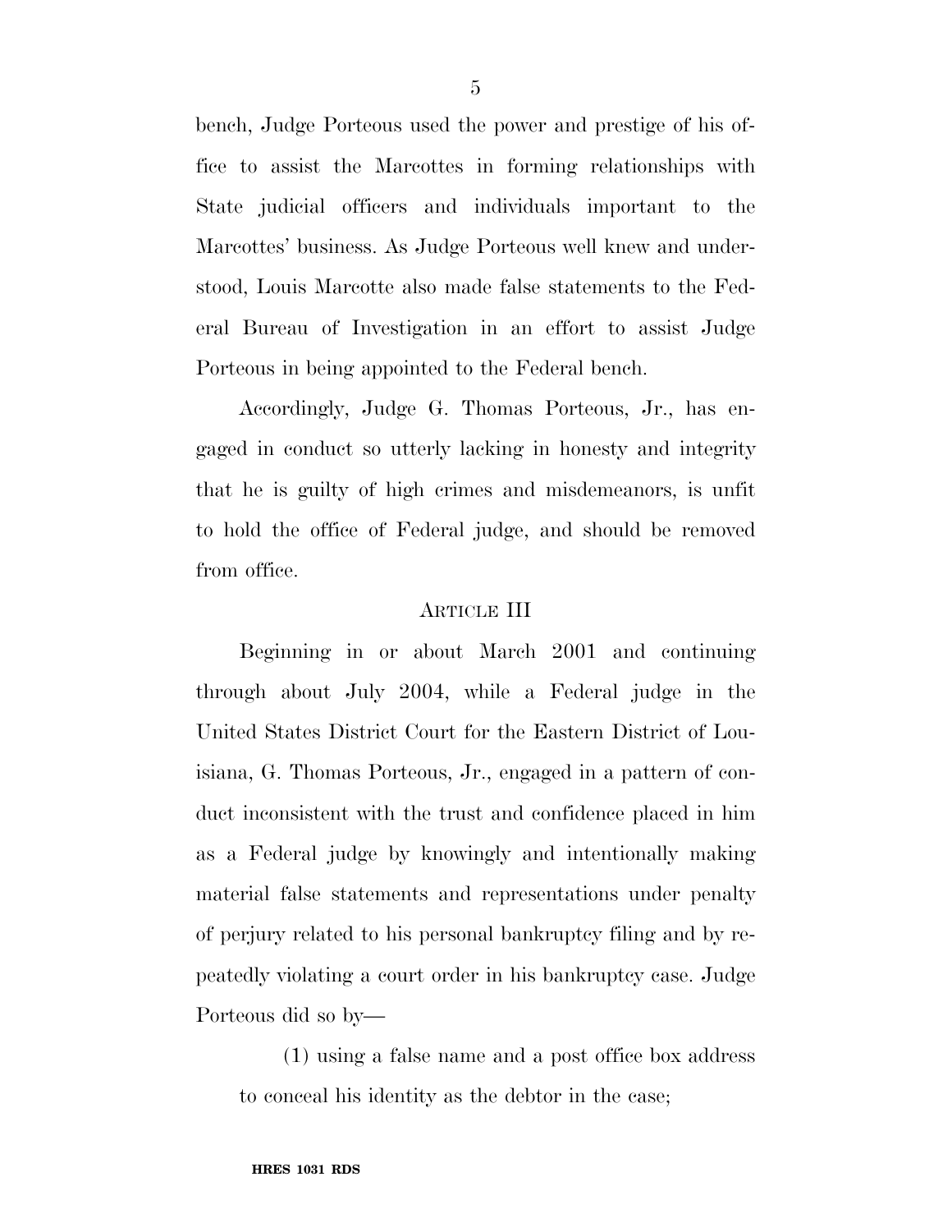bench, Judge Porteous used the power and prestige of office to assist the Marcottes in forming relationships with State judicial officers and individuals important to the Marcottes' business. As Judge Porteous well knew and understood, Louis Marcotte also made false statements to the Federal Bureau of Investigation in an effort to assist Judge Porteous in being appointed to the Federal bench.

Accordingly, Judge G. Thomas Porteous, Jr., has engaged in conduct so utterly lacking in honesty and integrity that he is guilty of high crimes and misdemeanors, is unfit to hold the office of Federal judge, and should be removed from office.

## ARTICLE III

Beginning in or about March 2001 and continuing through about July 2004, while a Federal judge in the United States District Court for the Eastern District of Louisiana, G. Thomas Porteous, Jr., engaged in a pattern of conduct inconsistent with the trust and confidence placed in him as a Federal judge by knowingly and intentionally making material false statements and representations under penalty of perjury related to his personal bankruptcy filing and by repeatedly violating a court order in his bankruptcy case. Judge Porteous did so by—

(1) using a false name and a post office box address to conceal his identity as the debtor in the case;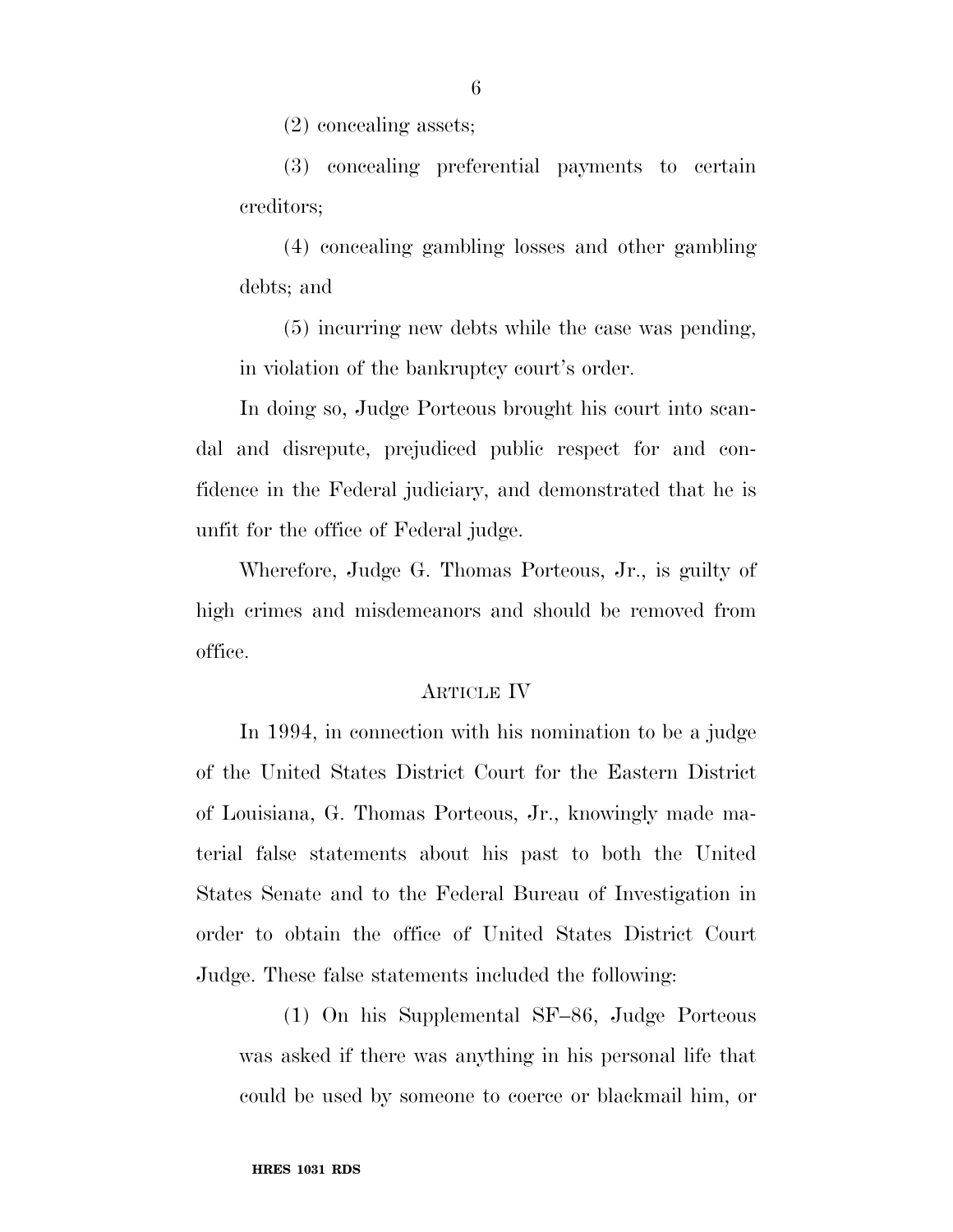(2) concealing assets;

(3) concealing preferential payments to certain creditors;

(4) concealing gambling losses and other gambling debts; and

(5) incurring new debts while the case was pending, in violation of the bankruptcy court's order.

In doing so, Judge Porteous brought his court into scandal and disrepute, prejudiced public respect for and confidence in the Federal judiciary, and demonstrated that he is unfit for the office of Federal judge.

Wherefore, Judge G. Thomas Porteous, Jr., is guilty of high crimes and misdemeanors and should be removed from office.

## ARTICLE IV

In 1994, in connection with his nomination to be a judge of the United States District Court for the Eastern District of Louisiana, G. Thomas Porteous, Jr., knowingly made material false statements about his past to both the United States Senate and to the Federal Bureau of Investigation in order to obtain the office of United States District Court Judge. These false statements included the following:

(1) On his Supplemental SF–86, Judge Porteous was asked if there was anything in his personal life that could be used by someone to coerce or blackmail him, or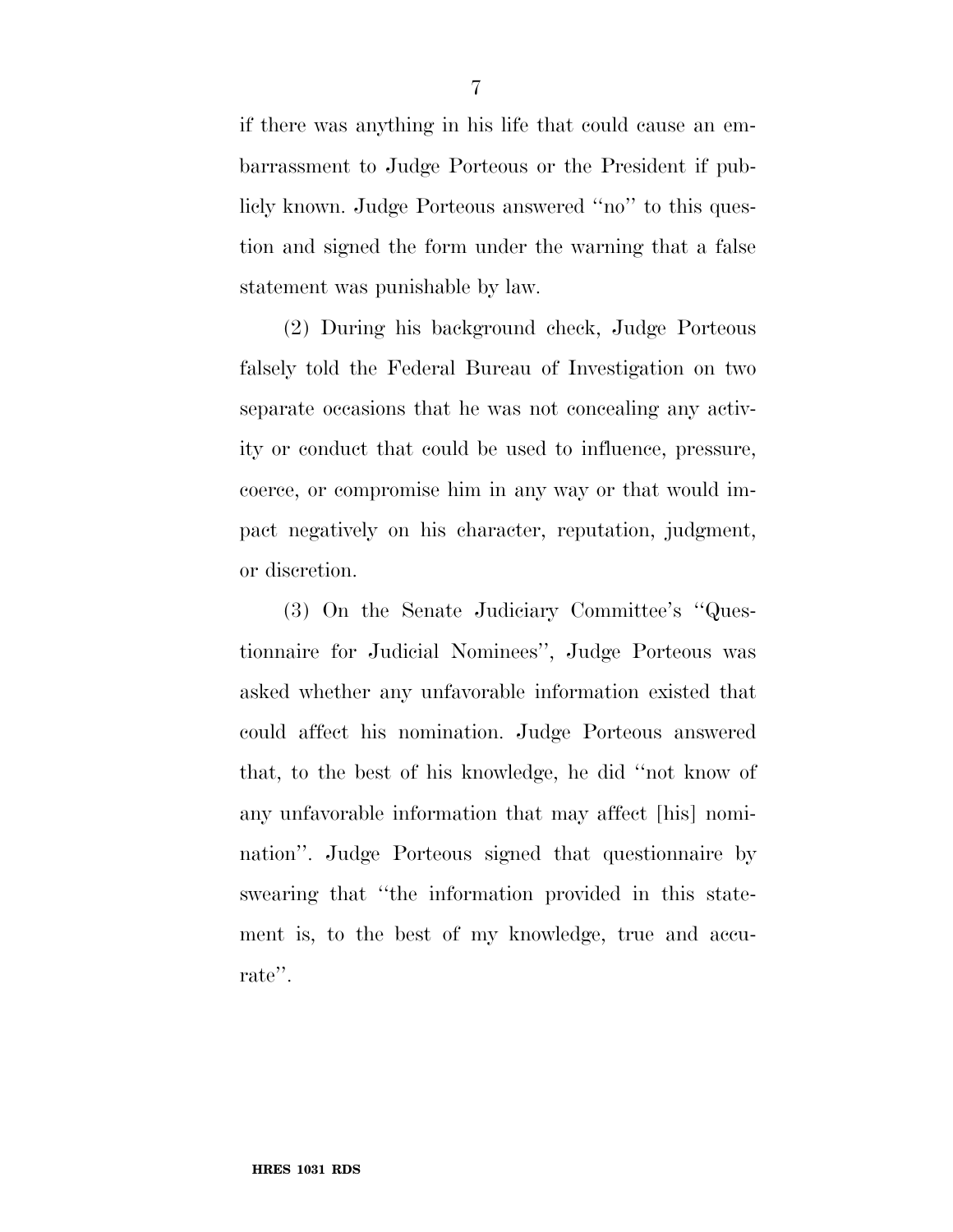if there was anything in his life that could cause an embarrassment to Judge Porteous or the President if publicly known. Judge Porteous answered ''no'' to this question and signed the form under the warning that a false statement was punishable by law.

(2) During his background check, Judge Porteous falsely told the Federal Bureau of Investigation on two separate occasions that he was not concealing any activity or conduct that could be used to influence, pressure, coerce, or compromise him in any way or that would impact negatively on his character, reputation, judgment, or discretion.

(3) On the Senate Judiciary Committee's ''Questionnaire for Judicial Nominees'', Judge Porteous was asked whether any unfavorable information existed that could affect his nomination. Judge Porteous answered that, to the best of his knowledge, he did ''not know of any unfavorable information that may affect [his] nomination''. Judge Porteous signed that questionnaire by swearing that ''the information provided in this statement is, to the best of my knowledge, true and accurate''.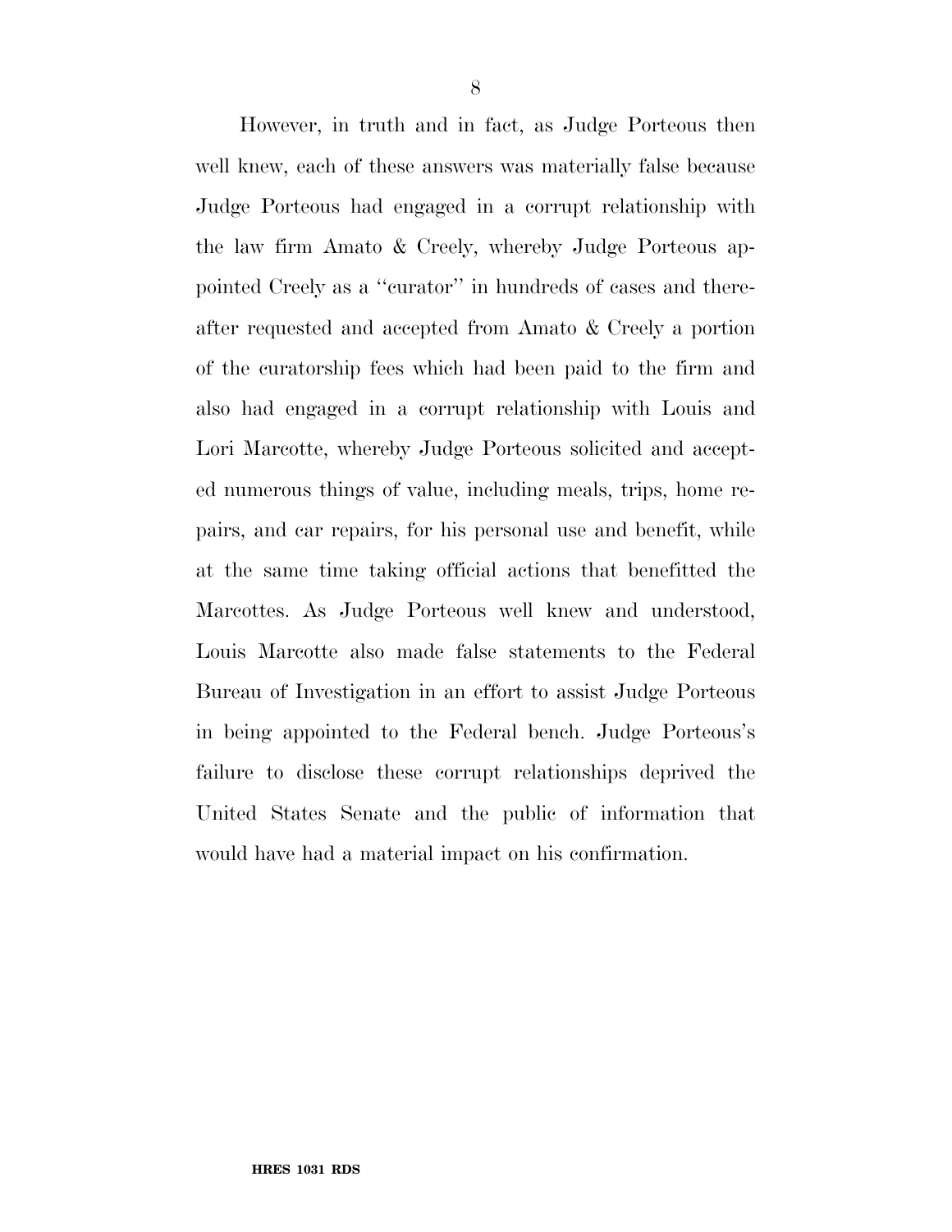However, in truth and in fact, as Judge Porteous then well knew, each of these answers was materially false because Judge Porteous had engaged in a corrupt relationship with the law firm Amato & Creely, whereby Judge Porteous appointed Creely as a ''curator'' in hundreds of cases and thereafter requested and accepted from Amato & Creely a portion of the curatorship fees which had been paid to the firm and also had engaged in a corrupt relationship with Louis and Lori Marcotte, whereby Judge Porteous solicited and accepted numerous things of value, including meals, trips, home repairs, and car repairs, for his personal use and benefit, while at the same time taking official actions that benefitted the Marcottes. As Judge Porteous well knew and understood, Louis Marcotte also made false statements to the Federal Bureau of Investigation in an effort to assist Judge Porteous in being appointed to the Federal bench. Judge Porteous's failure to disclose these corrupt relationships deprived the United States Senate and the public of information that would have had a material impact on his confirmation.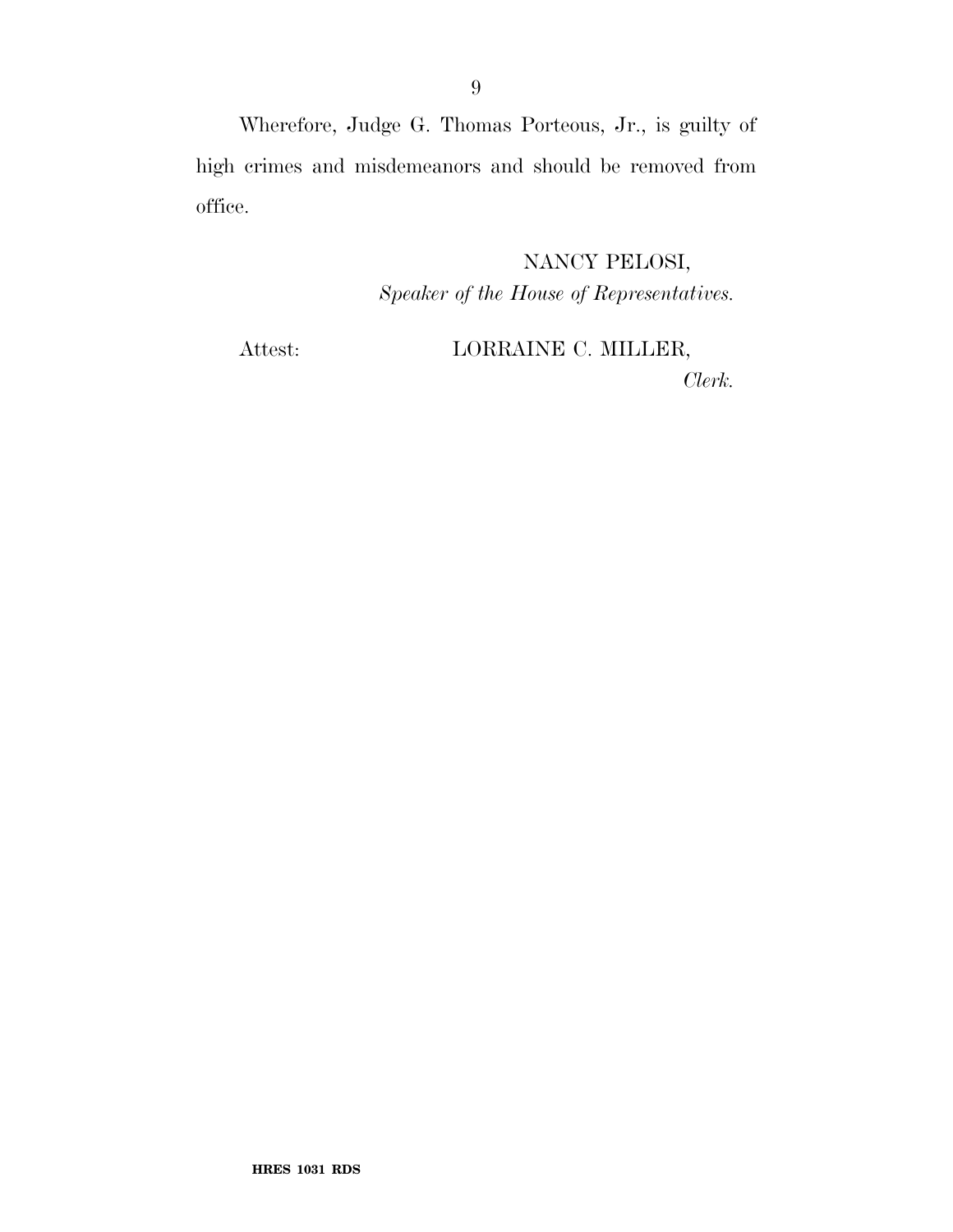Wherefore, Judge G. Thomas Porteous, Jr., is guilty of high crimes and misdemeanors and should be removed from office.

NANCY PELOSI,
*Speaker of the House of Representatives.*

Attest: LORRAINE C. MILLER,
*Clerk.*